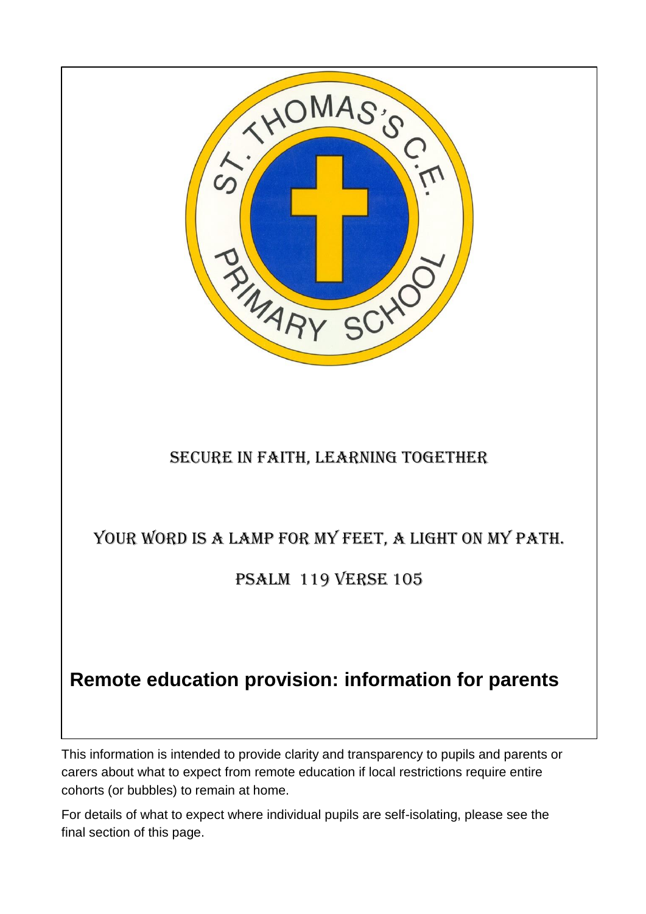SECURE IN FAITH, LEARNING TOGETHER

YOUR WORD IS A LAMP FOR MY FEET, A LIGHT ON MY PATH.

PSALM 119 VERSE 105

# Remote education provision: information for parents

This information is intended to provide clarity and transparency to pupils and parents or carers about what to expect from remote education if local restrictions require entire cohorts (or bubbles) to remain at home.

For details of what to expect where individual pupils are self-isolating, please see the final section of this page.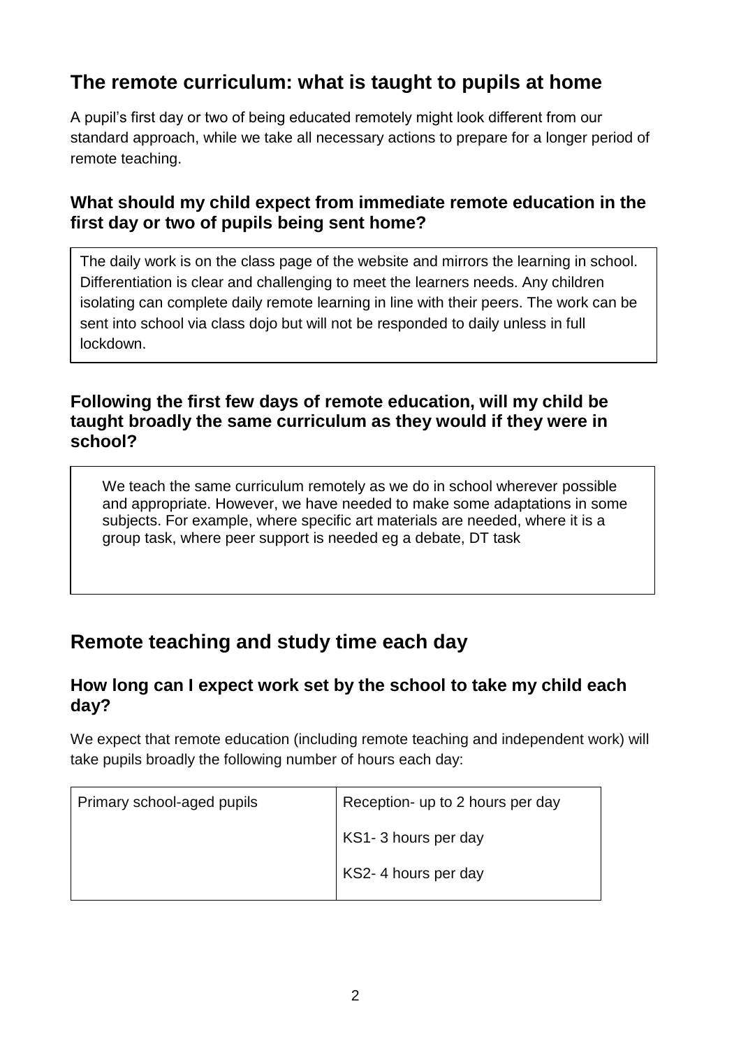## The remote curriculum: what is taught to pupils at home

A pupil's first day or two of being educated remotely might look different from our standard approach, while we take all necessary actions to prepare for a longer period of remote teaching.

### What should my child expect from immediate remote education in the first day or two of pupils being sent home?

The daily work is on the class page of the website and mirrors the learning in school. Differentiation is clear and challenging to meet the learners needs. Any children isolating can complete daily remote learning in line with their peers. The work can be sent into school via class dojo but will not be responded to daily unless in full lockdown.

### Following the first few days of remote education, will my child be taught broadly the same curriculum as they would if they were in school?

We teach the same curriculum remotely as we do in school wherever possible and appropriate. However, we have needed to make some adaptations in some subjects. For example, where specific art materials are needed, where it is a group task, where peer support is needed eg a debate, DT task

## Remote teaching and study time each day

### How long can I expect work set by the school to take my child each day?

We expect that remote education (including remote teaching and independent work) will take pupils broadly the following number of hours each day:

| Primary school-aged pupils | Reception- up to 2 hours per day<br>KS1- 3 hours per day<br>KS2- 4 hours per day |
|---|---|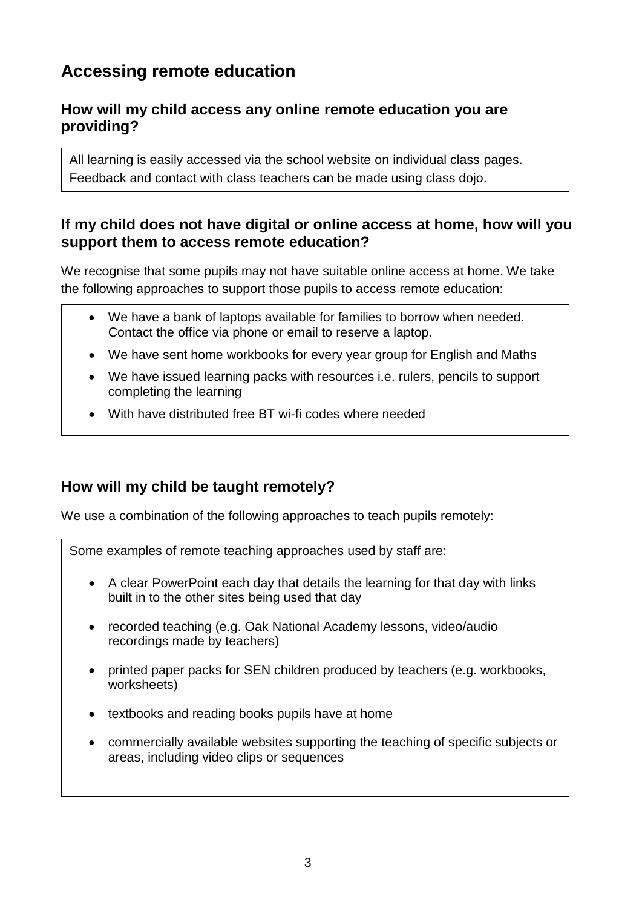## Accessing remote education

### How will my child access any online remote education you are providing?

All learning is easily accessed via the school website on individual class pages. Feedback and contact with class teachers can be made using class dojo.

### If my child does not have digital or online access at home, how will you support them to access remote education?

We recognise that some pupils may not have suitable online access at home. We take the following approaches to support those pupils to access remote education:

- We have a bank of laptops available for families to borrow when needed. Contact the office via phone or email to reserve a laptop.
- We have sent home workbooks for every year group for English and Maths
- We have issued learning packs with resources i.e. rulers, pencils to support completing the learning
- With have distributed free BT wi-fi codes where needed

### How will my child be taught remotely?

We use a combination of the following approaches to teach pupils remotely:

Some examples of remote teaching approaches used by staff are:

- A clear PowerPoint each day that details the learning for that day with links built in to the other sites being used that day
- recorded teaching (e.g. Oak National Academy lessons, video/audio recordings made by teachers)
- printed paper packs for SEN children produced by teachers (e.g. workbooks, worksheets)
- textbooks and reading books pupils have at home
- commercially available websites supporting the teaching of specific subjects or areas, including video clips or sequences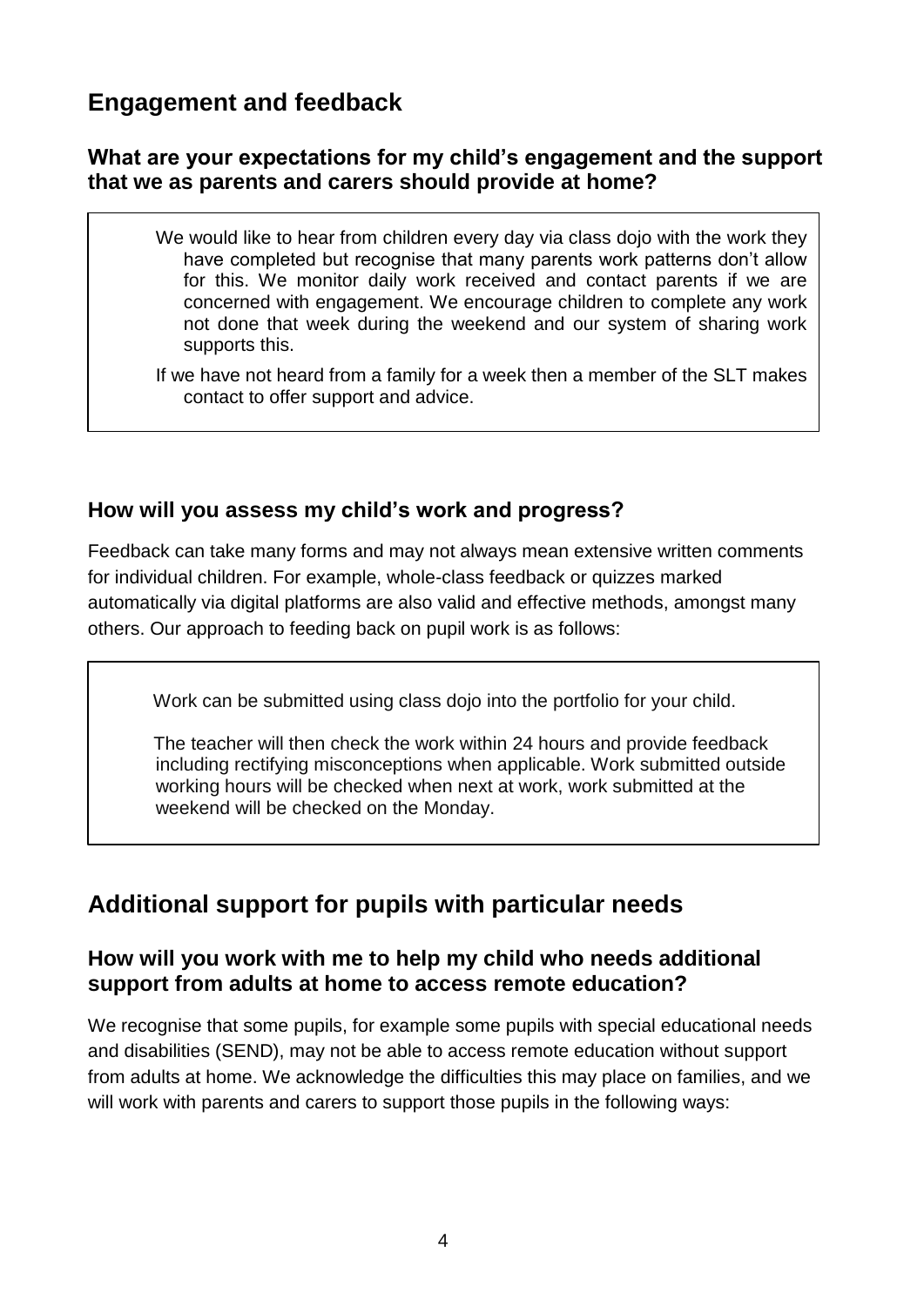## Engagement and feedback

### What are your expectations for my child's engagement and the support that we as parents and carers should provide at home?

> We would like to hear from children every day via class dojo with the work they have completed but recognise that many parents work patterns don't allow for this. We monitor daily work received and contact parents if we are concerned with engagement. We encourage children to complete any work not done that week during the weekend and our system of sharing work supports this.
>
> If we have not heard from a family for a week then a member of the SLT makes contact to offer support and advice.

### How will you assess my child's work and progress?

Feedback can take many forms and may not always mean extensive written comments for individual children. For example, whole-class feedback or quizzes marked automatically via digital platforms are also valid and effective methods, amongst many others. Our approach to feeding back on pupil work is as follows:

> Work can be submitted using class dojo into the portfolio for your child.
>
> The teacher will then check the work within 24 hours and provide feedback including rectifying misconceptions when applicable. Work submitted outside working hours will be checked when next at work, work submitted at the weekend will be checked on the Monday.

## Additional support for pupils with particular needs

### How will you work with me to help my child who needs additional support from adults at home to access remote education?

We recognise that some pupils, for example some pupils with special educational needs and disabilities (SEND), may not be able to access remote education without support from adults at home. We acknowledge the difficulties this may place on families, and we will work with parents and carers to support those pupils in the following ways: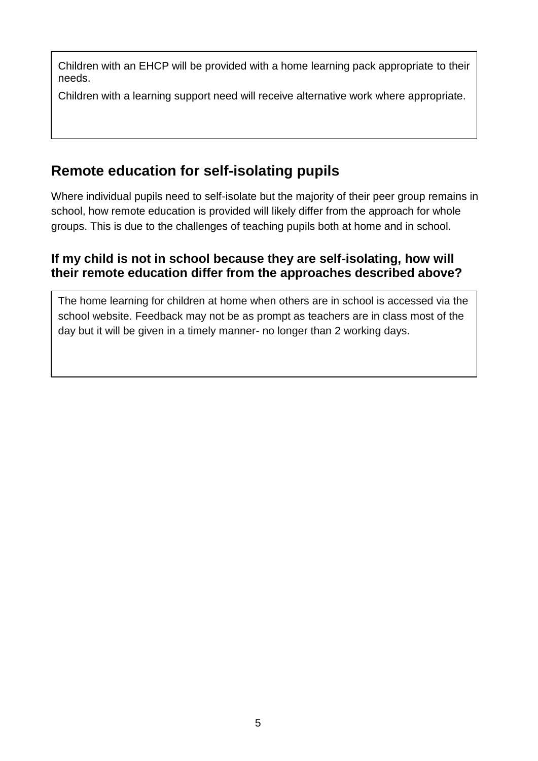Children with an EHCP will be provided with a home learning pack appropriate to their needs.

Children with a learning support need will receive alternative work where appropriate.

## Remote education for self-isolating pupils

Where individual pupils need to self-isolate but the majority of their peer group remains in school, how remote education is provided will likely differ from the approach for whole groups. This is due to the challenges of teaching pupils both at home and in school.

### If my child is not in school because they are self-isolating, how will their remote education differ from the approaches described above?

The home learning for children at home when others are in school is accessed via the school website. Feedback may not be as prompt as teachers are in class most of the day but it will be given in a timely manner- no longer than 2 working days.